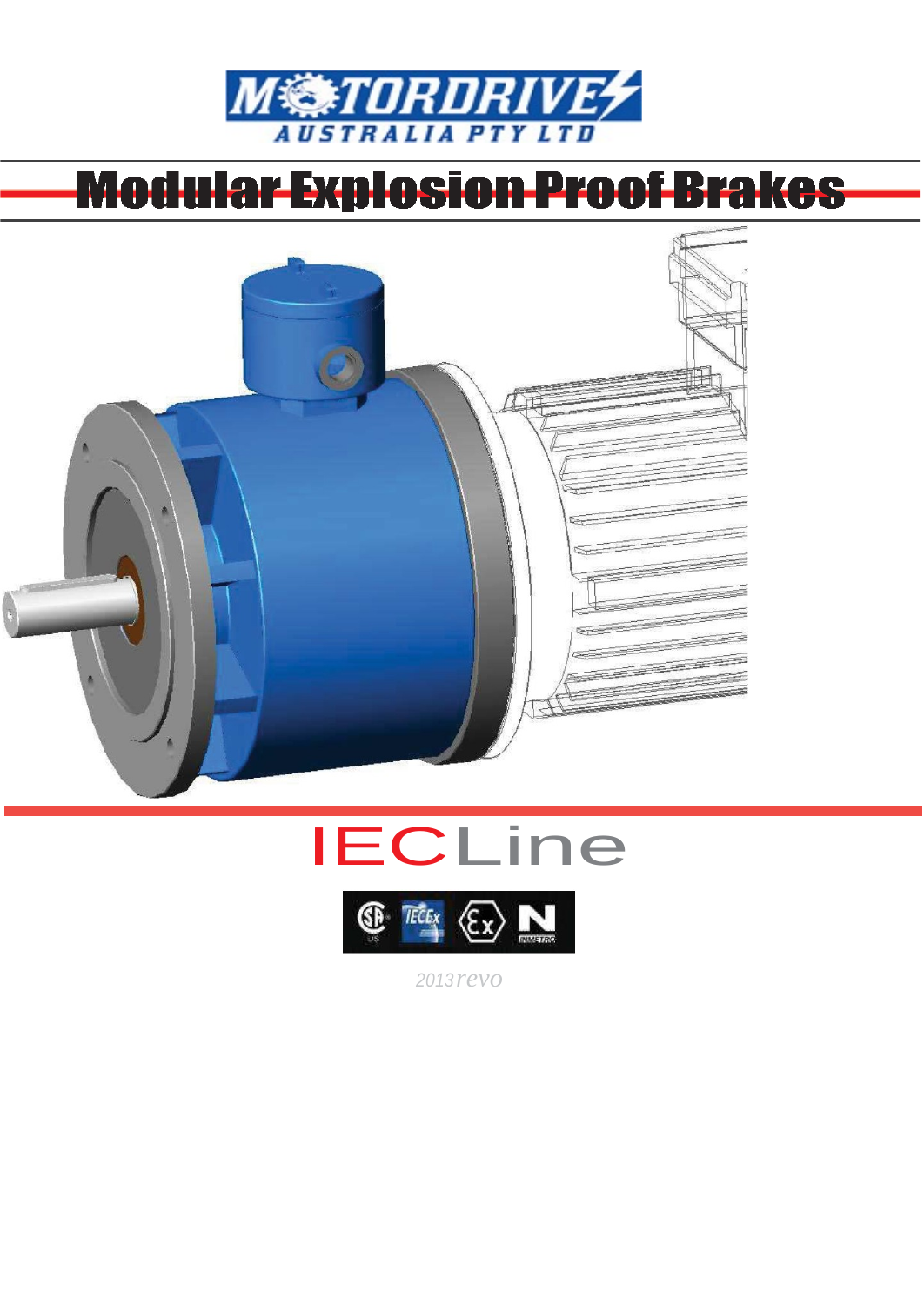MOTORDRIVE AUSTRALIA PTY LTD

# Modular Explosion Proof Brakes

## IECLine

*2013revo*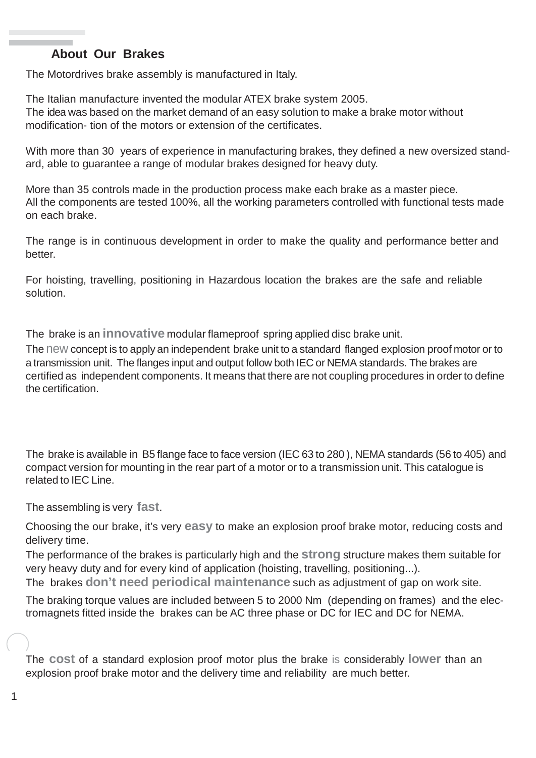## About Our Brakes

The Motordrives brake assembly is manufactured in Italy.

The Italian manufacture invented the modular ATEX brake system 2005.
The idea was based on the market demand of an easy solution to make a brake motor without modification- tion of the motors or extension of the certificates.

With more than 30 years of experience in manufacturing brakes, they defined a new oversized standard, able to guarantee a range of modular brakes designed for heavy duty.

More than 35 controls made in the production process make each brake as a master piece.
All the components are tested 100%, all the working parameters controlled with functional tests made on each brake.

The range is in continuous development in order to make the quality and performance better and better.

For hoisting, travelling, positioning in Hazardous location the brakes are the safe and reliable solution.

The brake is an **innovative** modular flameproof spring applied disc brake unit.
The new concept is to apply an independent brake unit to a standard flanged explosion proof motor or to a transmission unit. The flanges input and output follow both IEC or NEMA standards. The brakes are certified as independent components. It means that there are not coupling procedures in order to define the certification.

The brake is available in B5 flange face to face version (IEC 63 to 280 ), NEMA standards (56 to 405) and compact version for mounting in the rear part of a motor or to a transmission unit. This catalogue is related to IEC Line.

The assembling is very **fast**.

Choosing the our brake, it's very **easy** to make an explosion proof brake motor, reducing costs and delivery time.
The performance of the brakes is particularly high and the **strong** structure makes them suitable for very heavy duty and for every kind of application (hoisting, travelling, positioning...).
The brakes **don't need periodical maintenance** such as adjustment of gap on work site.

The braking torque values are included between 5 to 2000 Nm (depending on frames) and the electromagnets fitted inside the brakes can be AC three phase or DC for IEC and DC for NEMA.

The **cost** of a standard explosion proof motor plus the brake is considerably **lower** than an explosion proof brake motor and the delivery time and reliability are much better.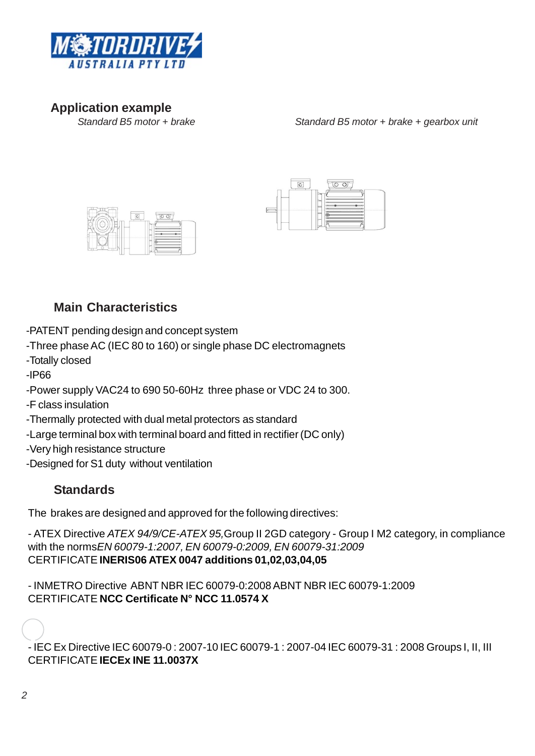## Application example

*Standard B5 motor + brake*

*Standard B5 motor + brake + gearbox unit*

## Main Characteristics

- -PATENT pending design and concept system
- -Three phase AC (IEC 80 to 160) or single phase DC electromagnets
- -Totally closed
- -IP66
- -Power supply VAC24 to 690 50-60Hz three phase or VDC 24 to 300.
- -F class insulation
- -Thermally protected with dual metal protectors as standard
- -Large terminal box with terminal board and fitted in rectifier (DC only)
- -Very high resistance structure
- -Designed for S1 duty without ventilation

## Standards

The brakes are designed and approved for the following directives:

- ATEX Directive *ATEX 94/9/CE-ATEX 95,*Group II 2GD category - Group I M2 category, in compliance with the norms*EN 60079-1:2007, EN 60079-0:2009, EN 60079-31:2009*
CERTIFICATE **INERIS06 ATEX 0047 additions 01,02,03,04,05**

- INMETRO Directive ABNT NBR IEC 60079-0:2008 ABNT NBR IEC 60079-1:2009
CERTIFICATE **NCC Certificate N° NCC 11.0574 X**

- IEC Ex Directive IEC 60079-0 : 2007-10 IEC 60079-1 : 2007-04 IEC 60079-31 : 2008 Groups I, II, III
CERTIFICATE **IECEx INE 11.0037X**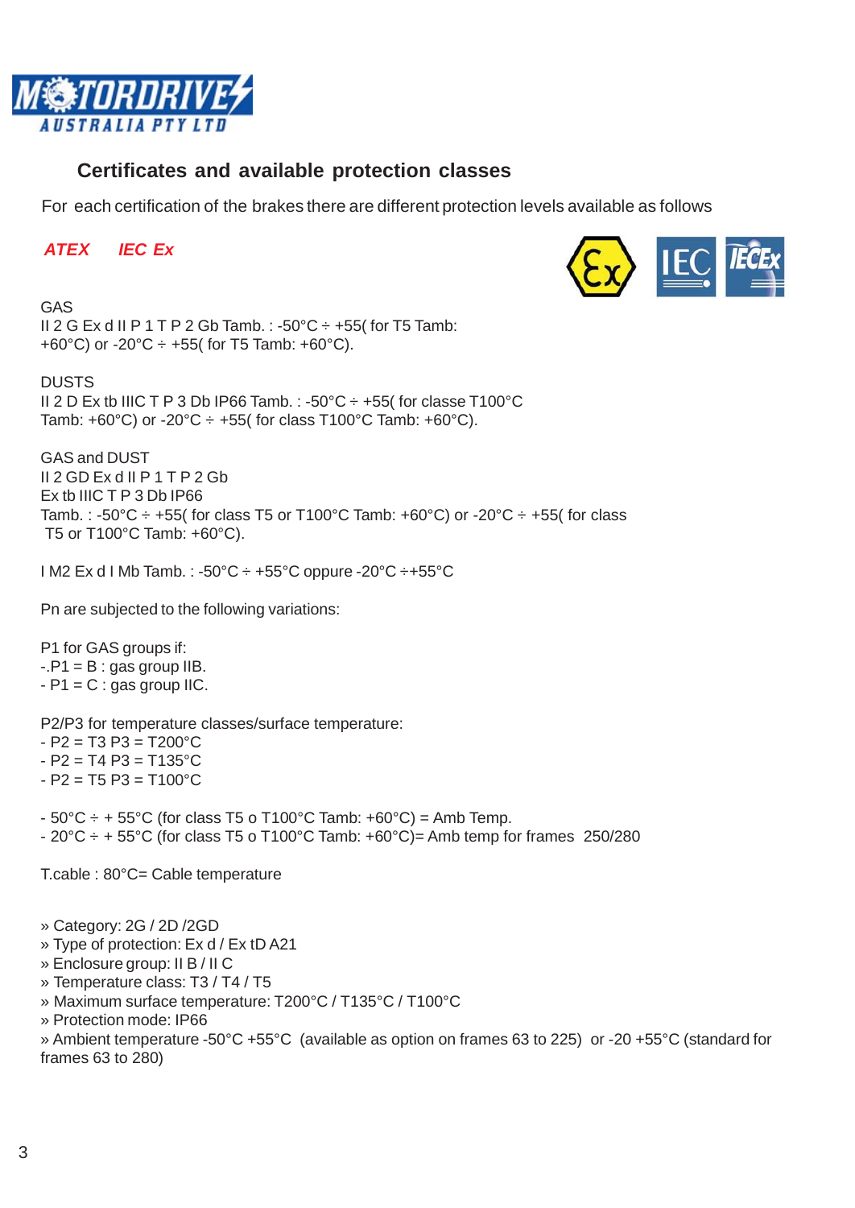## Certificates and available protection classes

For each certification of the brakes there are different protection levels available as follows

***ATEX*** ***IEC Ex***

GAS
II 2 G Ex d II P 1 T P 2 Gb Tamb. : -50°C ÷ +55( for T5 Tamb: +60°C) or -20°C ÷ +55( for T5 Tamb: +60°C).

DUSTS
II 2 D Ex tb IIIC T P 3 Db IP66 Tamb. : -50°C ÷ +55( for classe T100°C Tamb: +60°C) or -20°C ÷ +55( for class T100°C Tamb: +60°C).

GAS and DUST
II 2 GD Ex d II P 1 T P 2 Gb
Ex tb IIIC T P 3 Db IP66
Tamb. : -50°C ÷ +55( for class T5 or T100°C Tamb: +60°C) or -20°C ÷ +55( for class T5 or T100°C Tamb: +60°C).

I M2 Ex d I Mb Tamb. : -50°C ÷ +55°C oppure -20°C ÷+55°C

Pn are subjected to the following variations:

P1 for GAS groups if:
-.P1 = B : gas group IIB.
- P1 = C : gas group IIC.

P2/P3 for temperature classes/surface temperature:
- P2 = T3 P3 = T200°C
- P2 = T4 P3 = T135°C
- P2 = T5 P3 = T100°C

- 50°C ÷ + 55°C (for class T5 o T100°C Tamb: +60°C) = Amb Temp.
- 20°C ÷ + 55°C (for class T5 o T100°C Tamb: +60°C)= Amb temp for frames 250/280

T.cable : 80°C= Cable temperature

» Category: 2G / 2D /2GD
» Type of protection: Ex d / Ex tD A21
» Enclosure group: II B / II C
» Temperature class: T3 / T4 / T5
» Maximum surface temperature: T200°C / T135°C / T100°C
» Protection mode: IP66
» Ambient temperature -50°C +55°C (available as option on frames 63 to 225) or -20 +55°C (standard for frames 63 to 280)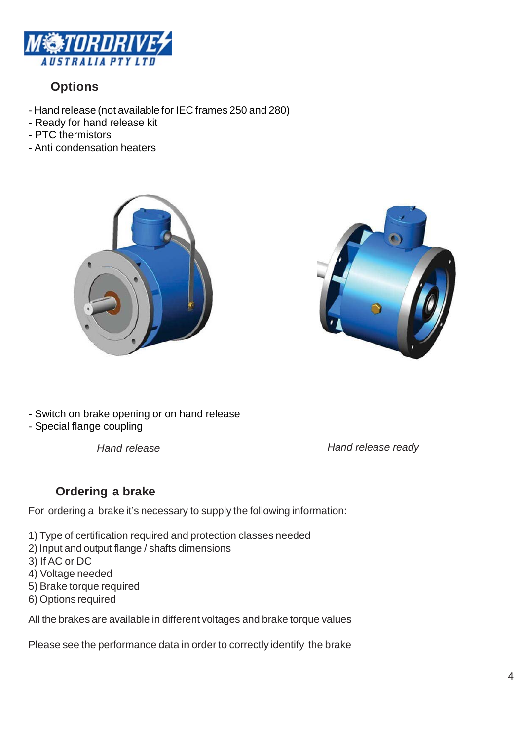## Options

- Hand release (not available for IEC frames 250 and 280)
- Ready for hand release kit
- PTC thermistors
- Anti condensation heaters
- Switch on brake opening or on hand release
- Special flange coupling

*Hand release*

*Hand release ready*

## Ordering a brake

For ordering a brake it's necessary to supply the following information:

1) Type of certification required and protection classes needed
2) Input and output flange / shafts dimensions
3) If AC or DC
4) Voltage needed
5) Brake torque required
6) Options required

All the brakes are available in different voltages and brake torque values

Please see the performance data in order to correctly identify the brake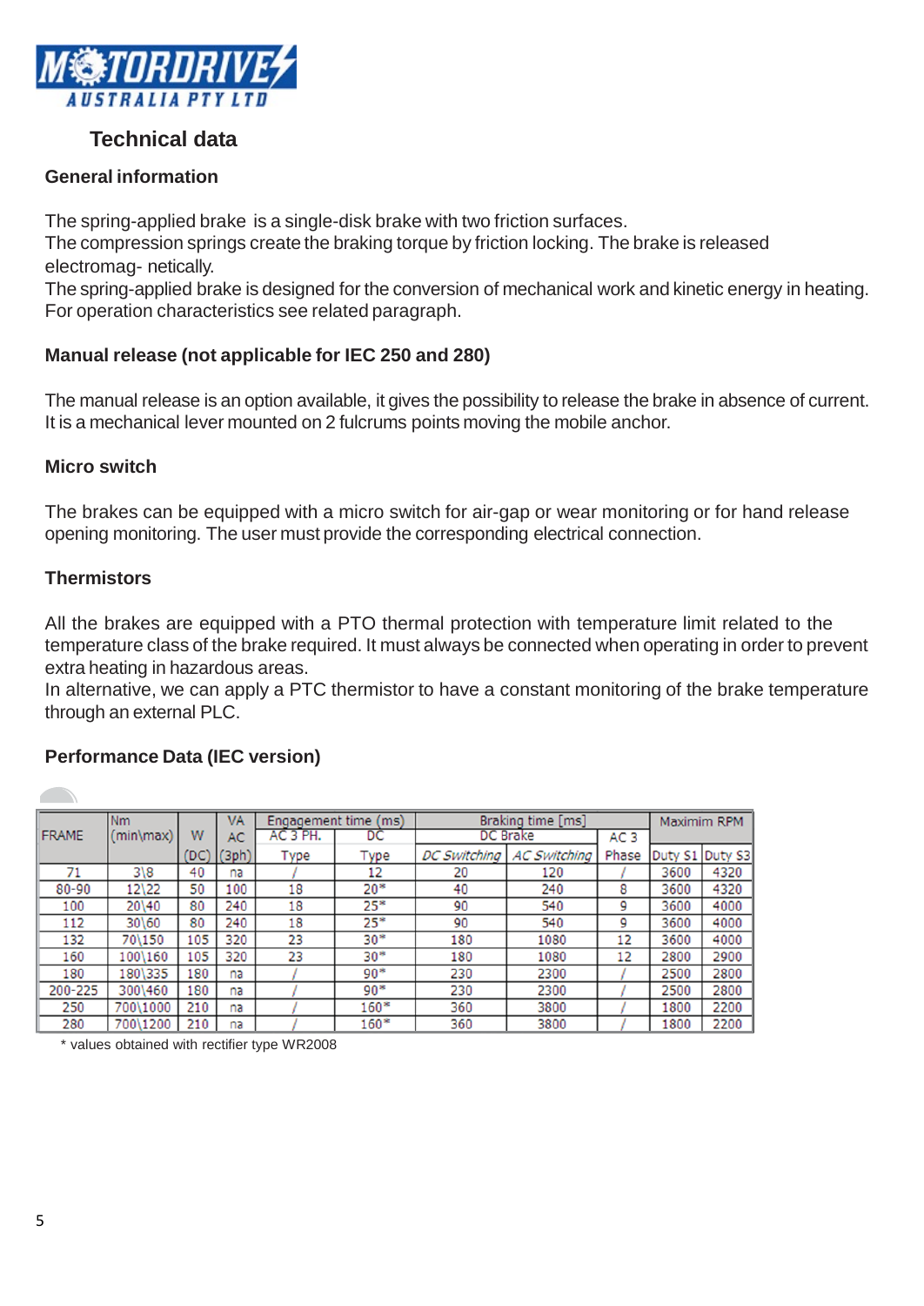# Technical data

## General information

The spring-applied brake is a single-disk brake with two friction surfaces.
The compression springs create the braking torque by friction locking. The brake is released electromag- netically.
The spring-applied brake is designed for the conversion of mechanical work and kinetic energy in heating.
For operation characteristics see related paragraph.

## Manual release (not applicable for IEC 250 and 280)

The manual release is an option available, it gives the possibility to release the brake in absence of current.
It is a mechanical lever mounted on 2 fulcrums points moving the mobile anchor.

## Micro switch

The brakes can be equipped with a micro switch for air-gap or wear monitoring or for hand release opening monitoring. The user must provide the corresponding electrical connection.

## Thermistors

All the brakes are equipped with a PTO thermal protection with temperature limit related to the temperature class of the brake required. It must always be connected when operating in order to prevent extra heating in hazardous areas.
In alternative, we can apply a PTC thermistor to have a constant monitoring of the brake temperature through an external PLC.

## Performance Data (IEC version)

| FRAME | Nm (min\max) | W (DC) | VA AC (3ph) | Engagement time (ms) | | Braking time [ms] | | | Maximim RPM | |
|---|---|---|---|---|---|---|---|---|---|---|
| | | | | AC 3 PH. Type | DC Type | DC Brake DC Switching | DC Brake AC Switching | AC 3 Phase | Duty S1 | Duty S3 |
| 71 | 3\8 | 40 | na | / | 12 | 20 | 120 | / | 3600 | 4320 |
| 80-90 | 12\22 | 50 | 100 | 18 | 20* | 40 | 240 | 8 | 3600 | 4320 |
| 100 | 20\40 | 80 | 240 | 18 | 25* | 90 | 540 | 9 | 3600 | 4000 |
| 112 | 30\60 | 80 | 240 | 18 | 25* | 90 | 540 | 9 | 3600 | 4000 |
| 132 | 70\150 | 105 | 320 | 23 | 30* | 180 | 1080 | 12 | 3600 | 4000 |
| 160 | 100\160 | 105 | 320 | 23 | 30* | 180 | 1080 | 12 | 2800 | 2900 |
| 180 | 180\335 | 180 | na | / | 90* | 230 | 2300 | / | 2500 | 2800 |
| 200-225 | 300\460 | 180 | na | / | 90* | 230 | 2300 | / | 2500 | 2800 |
| 250 | 700\1000 | 210 | na | / | 160* | 360 | 3800 | / | 1800 | 2200 |
| 280 | 700\1200 | 210 | na | / | 160* | 360 | 3800 | / | 1800 | 2200 |

* values obtained with rectifier type WR2008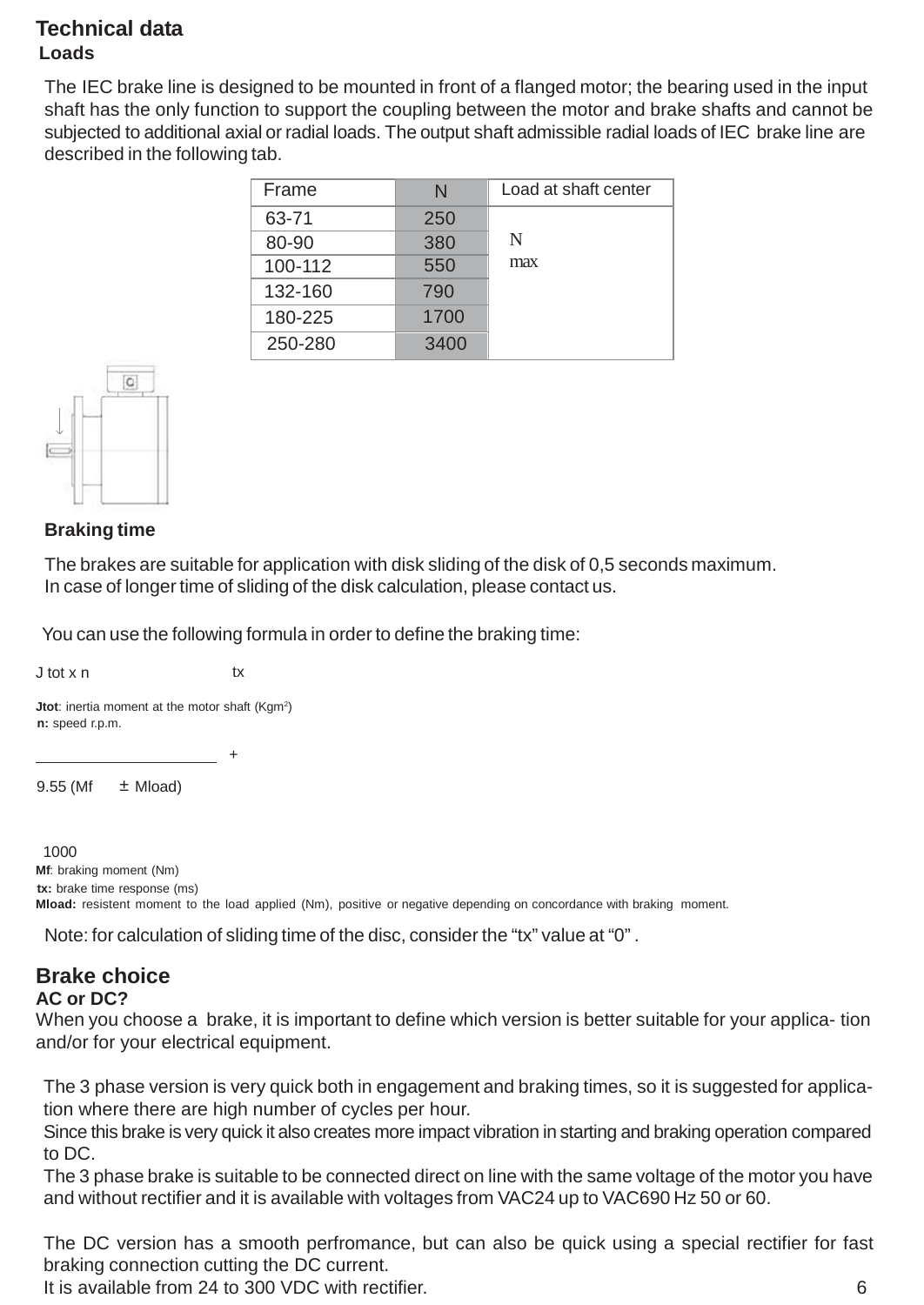# Technical data

## Loads

The IEC brake line is designed to be mounted in front of a flanged motor; the bearing used in the input shaft has the only function to support the coupling between the motor and brake shafts and cannot be subjected to additional axial or radial loads. The output shaft admissible radial loads of IEC brake line are described in the following tab.

| Frame | N | Load at shaft center |
|---|---|---|
| 63-71 | 250 | N max |
| 80-90 | 380 | |
| 100-112 | 550 | |
| 132-160 | 790 | |
| 180-225 | 1700 | |
| 250-280 | 3400 | |

## Braking time

The brakes are suitable for application with disk sliding of the disk of 0,5 seconds maximum.
In case of longer time of sliding of the disk calculation, please contact us.

You can use the following formula in order to define the braking time:

$$\frac{J_{tot} \times n}{9.55\,(M_f \pm M_{load})} + \frac{t_x}{1000}$$

**Jtot**: inertia moment at the motor shaft ($Kgm^2$)
**n:** speed r.p.m.
**Mf**: braking moment (Nm)
**tx:** brake time response (ms)
**Mload:** resistent moment to the load applied (Nm), positive or negative depending on concordance with braking moment.

Note: for calculation of sliding time of the disc, consider the "tx" value at "0" .

# Brake choice

**AC or DC?**

When you choose a brake, it is important to define which version is better suitable for your applica- tion and/or for your electrical equipment.

The 3 phase version is very quick both in engagement and braking times, so it is suggested for applica- tion where there are high number of cycles per hour.
Since this brake is very quick it also creates more impact vibration in starting and braking operation compared to DC.
The 3 phase brake is suitable to be connected direct on line with the same voltage of the motor you have and without rectifier and it is available with voltages from VAC24 up to VAC690 Hz 50 or 60.

The DC version has a smooth perfromance, but can also be quick using a special rectifier for fast braking connection cutting the DC current.
It is available from 24 to 300 VDC with rectifier.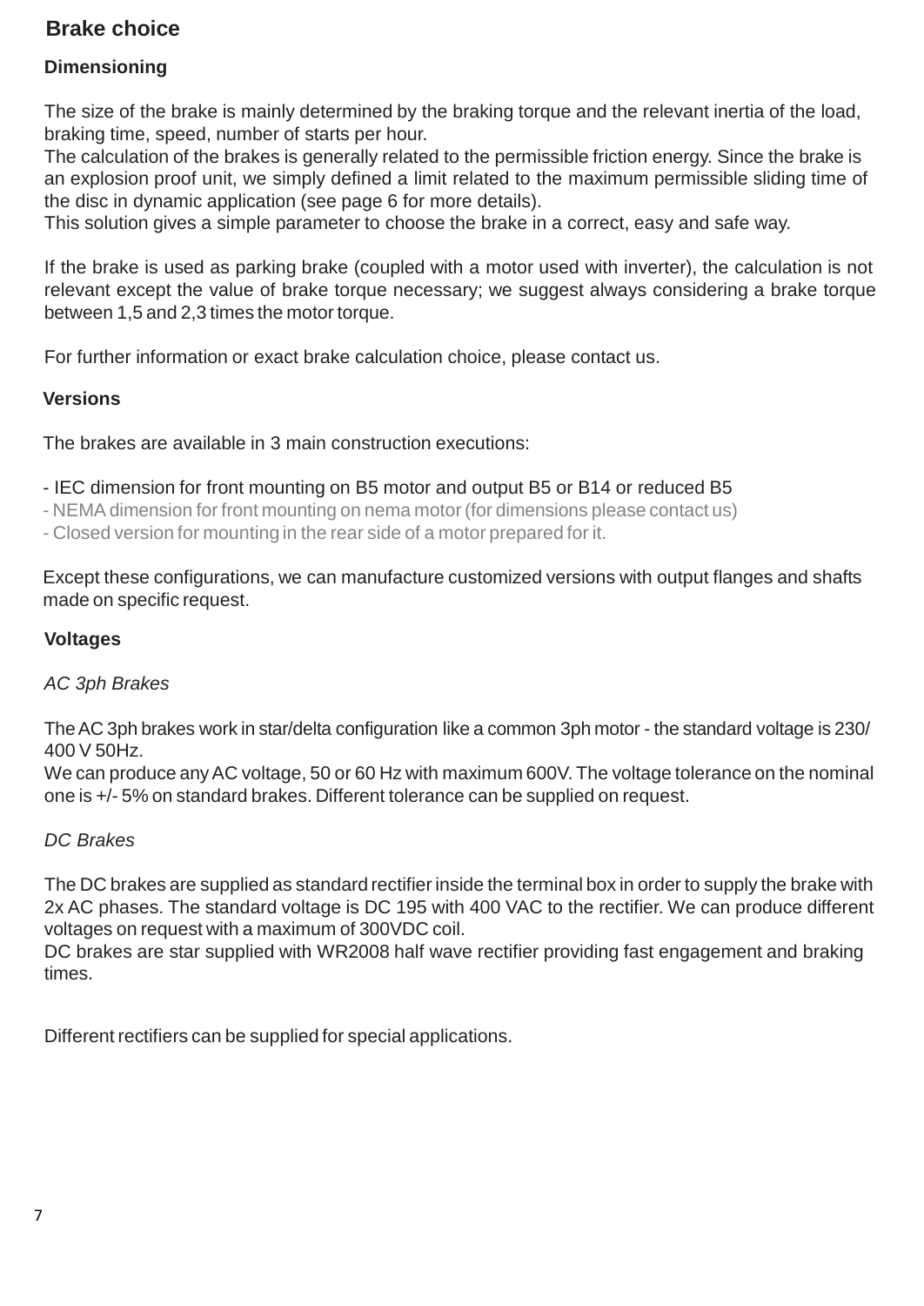## Brake choice

### Dimensioning

The size of the brake is mainly determined by the braking torque and the relevant inertia of the load, braking time, speed, number of starts per hour.
The calculation of the brakes is generally related to the permissible friction energy. Since the brake is an explosion proof unit, we simply defined a limit related to the maximum permissible sliding time of the disc in dynamic application (see page 6 for more details).
This solution gives a simple parameter to choose the brake in a correct, easy and safe way.

If the brake is used as parking brake (coupled with a motor used with inverter), the calculation is not relevant except the value of brake torque necessary; we suggest always considering a brake torque between 1,5 and 2,3 times the motor torque.

For further information or exact brake calculation choice, please contact us.

### Versions

The brakes are available in 3 main construction executions:

- IEC dimension for front mounting on B5 motor and output B5 or B14 or reduced B5
- NEMA dimension for front mounting on nema motor (for dimensions please contact us)
- Closed version for mounting in the rear side of a motor prepared for it.

Except these configurations, we can manufacture customized versions with output flanges and shafts made on specific request.

### Voltages

*AC 3ph Brakes*

The AC 3ph brakes work in star/delta configuration like a common 3ph motor - the standard voltage is 230/400 V 50Hz.
We can produce any AC voltage, 50 or 60 Hz with maximum 600V. The voltage tolerance on the nominal one is +/- 5% on standard brakes. Different tolerance can be supplied on request.

*DC Brakes*

The DC brakes are supplied as standard rectifier inside the terminal box in order to supply the brake with 2x AC phases. The standard voltage is DC 195 with 400 VAC to the rectifier. We can produce different voltages on request with a maximum of 300VDC coil.
DC brakes are star supplied with WR2008 half wave rectifier providing fast engagement and braking times.

Different rectifiers can be supplied for special applications.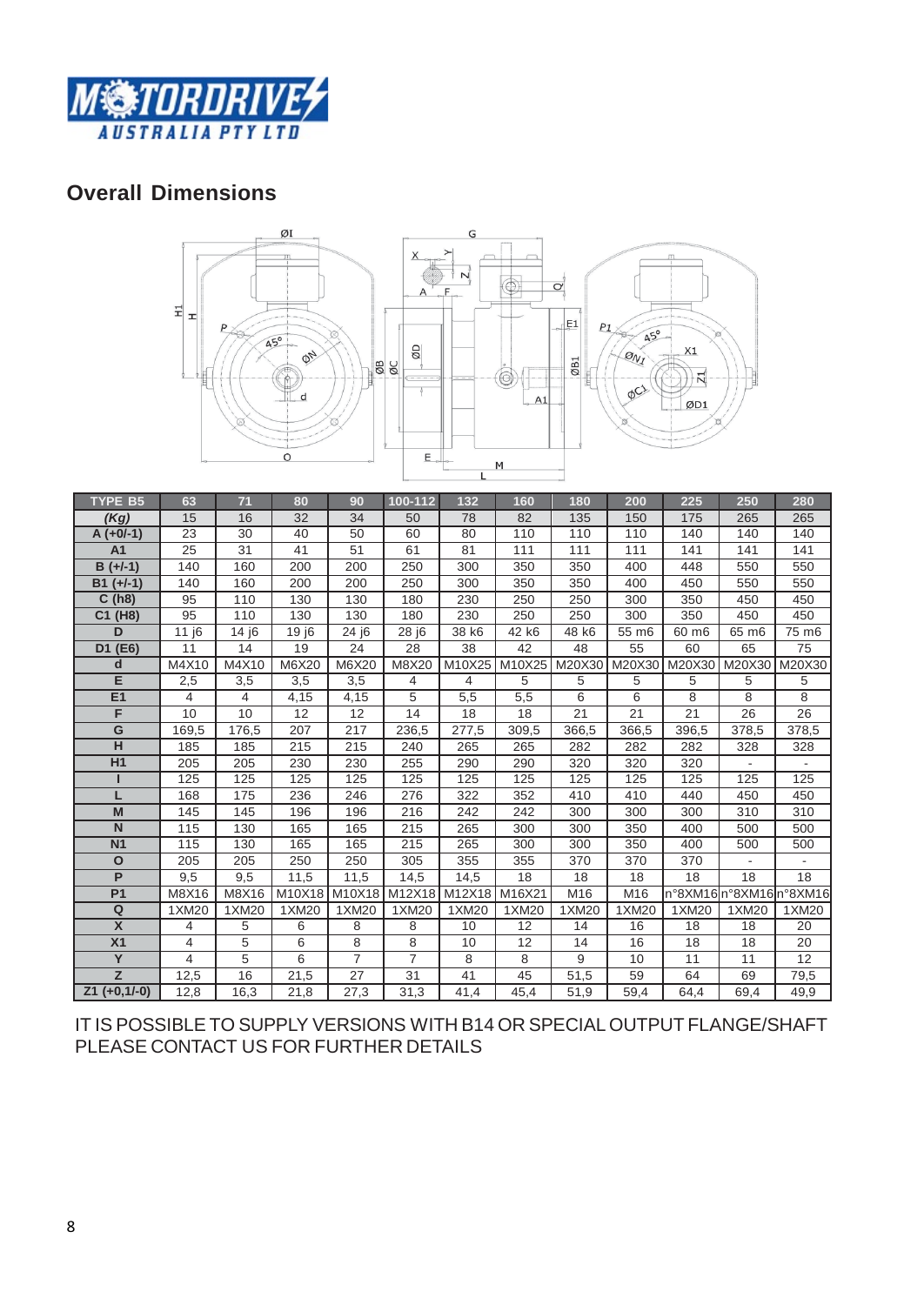MOTORDRIVE AUSTRALIA PTY LTD

## Overall Dimensions

| TYPE B5 | 63 | 71 | 80 | 90 | 100-112 | 132 | 160 | 180 | 200 | 225 | 250 | 280 |
|---|---|---|---|---|---|---|---|---|---|---|---|---|
| *(Kg)* | 15 | 16 | 32 | 34 | 50 | 78 | 82 | 135 | 150 | 175 | 265 | 265 |
| A (+0/-1) | 23 | 30 | 40 | 50 | 60 | 80 | 110 | 110 | 110 | 140 | 140 | 140 |
| A1 | 25 | 31 | 41 | 51 | 61 | 81 | 111 | 111 | 111 | 141 | 141 | 141 |
| B (+/-1) | 140 | 160 | 200 | 200 | 250 | 300 | 350 | 350 | 400 | 448 | 550 | 550 |
| B1 (+/-1) | 140 | 160 | 200 | 200 | 250 | 300 | 350 | 350 | 400 | 450 | 550 | 550 |
| C (h8) | 95 | 110 | 130 | 130 | 180 | 230 | 250 | 250 | 300 | 350 | 450 | 450 |
| C1 (H8) | 95 | 110 | 130 | 130 | 180 | 230 | 250 | 250 | 300 | 350 | 450 | 450 |
| D | 11 j6 | 14 j6 | 19 j6 | 24 j6 | 28 j6 | 38 k6 | 42 k6 | 48 k6 | 55 m6 | 60 m6 | 65 m6 | 75 m6 |
| D1 (E6) | 11 | 14 | 19 | 24 | 28 | 38 | 42 | 48 | 55 | 60 | 65 | 75 |
| d | M4X10 | M4X10 | M6X20 | M6X20 | M8X20 | M10X25 | M10X25 | M20X30 | M20X30 | M20X30 | M20X30 | M20X30 |
| E | 2,5 | 3,5 | 3,5 | 3,5 | 4 | 4 | 5 | 5 | 5 | 5 | 5 | 5 |
| E1 | 4 | 4 | 4,15 | 4,15 | 5 | 5,5 | 5,5 | 6 | 6 | 8 | 8 | 8 |
| F | 10 | 10 | 12 | 12 | 14 | 18 | 18 | 21 | 21 | 21 | 26 | 26 |
| G | 169,5 | 176,5 | 207 | 217 | 236,5 | 277,5 | 309,5 | 366,5 | 366,5 | 396,5 | 378,5 | 378,5 |
| H | 185 | 185 | 215 | 215 | 240 | 265 | 265 | 282 | 282 | 282 | 328 | 328 |
| H1 | 205 | 205 | 230 | 230 | 255 | 290 | 290 | 320 | 320 | 320 | - | - |
| I | 125 | 125 | 125 | 125 | 125 | 125 | 125 | 125 | 125 | 125 | 125 | 125 |
| L | 168 | 175 | 236 | 246 | 276 | 322 | 352 | 410 | 410 | 440 | 450 | 450 |
| M | 145 | 145 | 196 | 196 | 216 | 242 | 242 | 300 | 300 | 300 | 310 | 310 |
| N | 115 | 130 | 165 | 165 | 215 | 265 | 300 | 300 | 350 | 400 | 500 | 500 |
| N1 | 115 | 130 | 165 | 165 | 215 | 265 | 300 | 300 | 350 | 400 | 500 | 500 |
| O | 205 | 205 | 250 | 250 | 305 | 355 | 355 | 370 | 370 | 370 | - | - |
| P | 9,5 | 9,5 | 11,5 | 11,5 | 14,5 | 14,5 | 18 | 18 | 18 | 18 | 18 | 18 |
| P1 | M8X16 | M8X16 | M10X18 | M10X18 | M12X18 | M12X18 | M16X21 | M16 | M16 | n°8XM16 | n°8XM16 | n°8XM16 |
| Q | 1XM20 | 1XM20 | 1XM20 | 1XM20 | 1XM20 | 1XM20 | 1XM20 | 1XM20 | 1XM20 | 1XM20 | 1XM20 | 1XM20 |
| X | 4 | 5 | 6 | 8 | 8 | 10 | 12 | 14 | 16 | 18 | 18 | 20 |
| X1 | 4 | 5 | 6 | 8 | 8 | 10 | 12 | 14 | 16 | 18 | 18 | 20 |
| Y | 4 | 5 | 6 | 7 | 7 | 8 | 8 | 9 | 10 | 11 | 11 | 12 |
| Z | 12,5 | 16 | 21,5 | 27 | 31 | 41 | 45 | 51,5 | 59 | 64 | 69 | 79,5 |
| Z1 (+0,1/-0) | 12,8 | 16,3 | 21,8 | 27,3 | 31,3 | 41,4 | 45,4 | 51,9 | 59,4 | 64,4 | 69,4 | 49,9 |

IT IS POSSIBLE TO SUPPLY VERSIONS WITH B14 OR SPECIAL OUTPUT FLANGE/SHAFT
PLEASE CONTACT US FOR FURTHER DETAILS